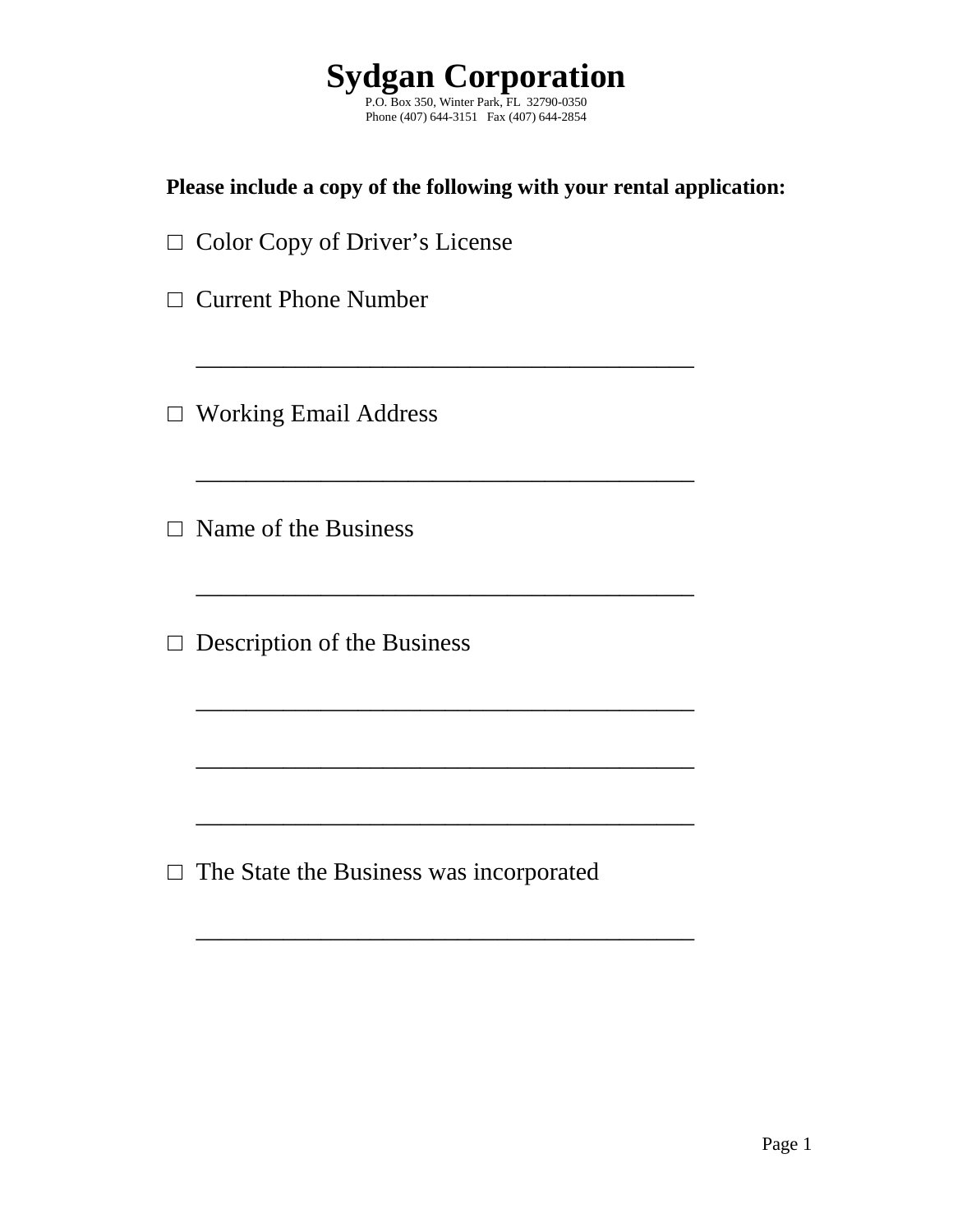# Sydgan Corporation

P.O. Box 350, Winter Park, FL 32790-0350
Phone (407) 644-3151 Fax (407) 644-2854

**Please include a copy of the following with your rental application:**

□ Color Copy of Driver's License

□ Current Phone Number

_________________________________________

□ Working Email Address

_________________________________________

□ Name of the Business

_________________________________________

□ Description of the Business

_________________________________________

_________________________________________

_________________________________________

□ The State the Business was incorporated

_________________________________________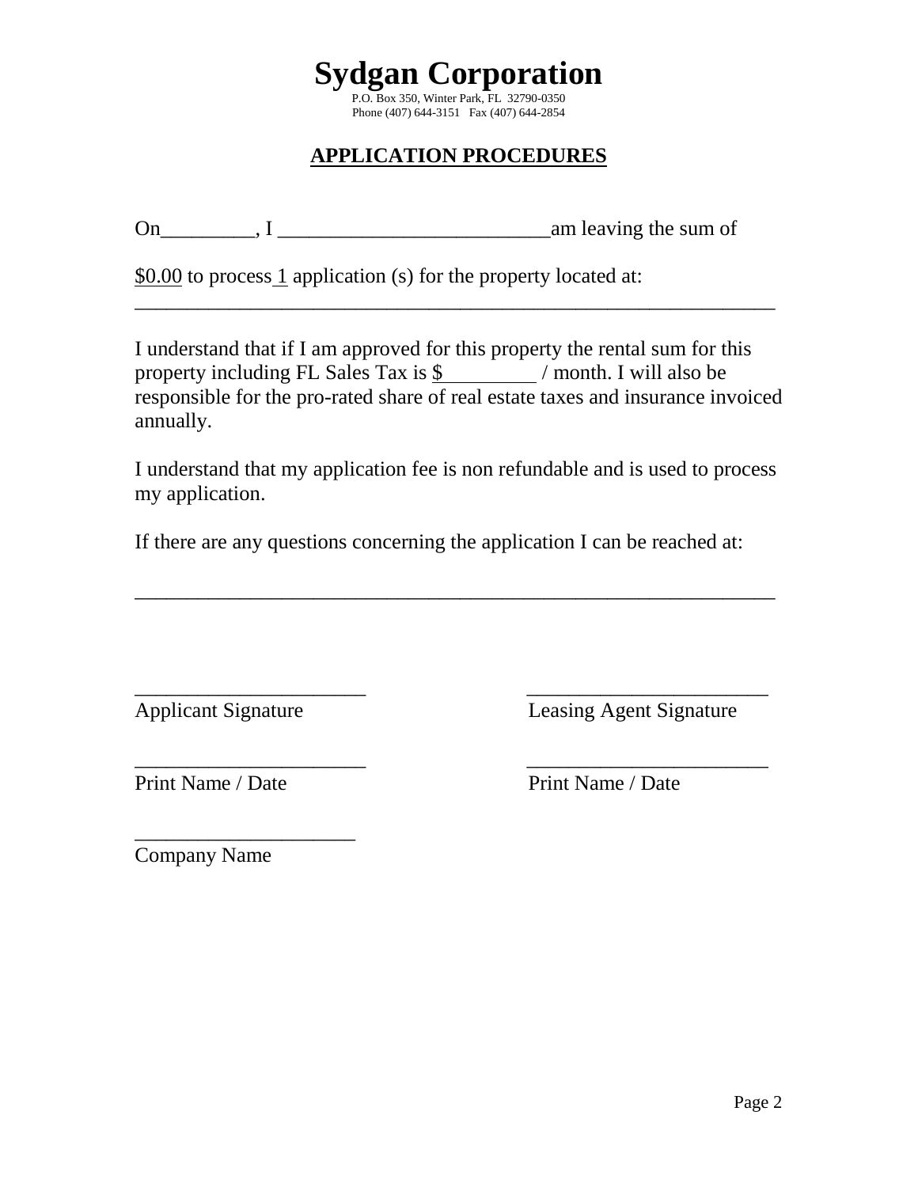# Sydgan Corporation

P.O. Box 350, Winter Park, FL 32790-0350
Phone (407) 644-3151 Fax (407) 644-2854

## APPLICATION PROCEDURES

On_________, I __________________________am leaving the sum of

$0.00 to process 1 application (s) for the property located at:
______________________________________________________________

I understand that if I am approved for this property the rental sum for this property including FL Sales Tax is $_________ / month. I will also be responsible for the pro-rated share of real estate taxes and insurance invoiced annually.

I understand that my application fee is non refundable and is used to process my application.

If there are any questions concerning the application I can be reached at:

______________________________________________________________

______________________ ______________________
Applicant Signature Leasing Agent Signature

______________________ ______________________
Print Name / Date Print Name / Date

_____________________
Company Name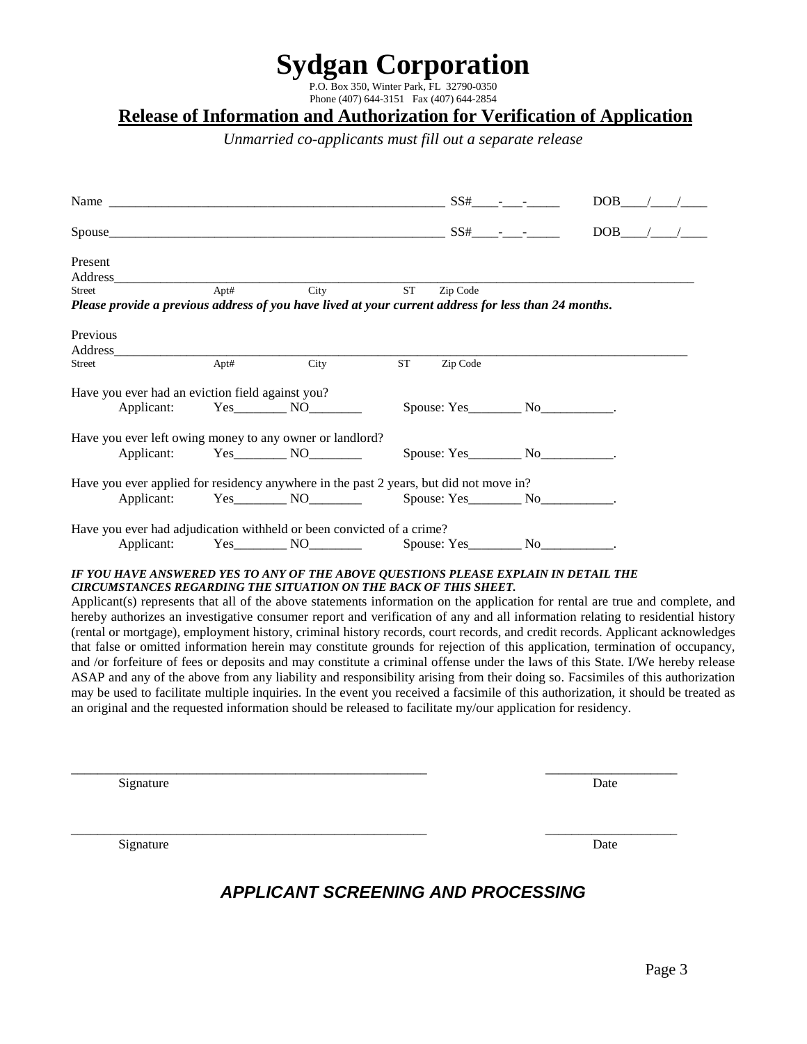# Sydgan Corporation

P.O. Box 350, Winter Park, FL 32790-0350
Phone (407) 644-3151 Fax (407) 644-2854

## Release of Information and Authorization for Verification of Application

*Unmarried co-applicants must fill out a separate release*

Name ______________________________________________________ SS#____-___-_____ DOB____/____/____

Spouse_____________________________________________________ SS#____-___-_____ DOB____/____/____

Present
Address_____________________________________________________________________________________________
Street Apt# City ST Zip Code

***Please provide a previous address of you have lived at your current address for less than 24 months.***

Previous
Address_____________________________________________________________________________________________
Street Apt# City ST Zip Code

Have you ever had an eviction field against you?
Applicant: Yes________ NO________ Spouse: Yes________ No___________.

Have you ever left owing money to any owner or landlord?
Applicant: Yes________ NO________ Spouse: Yes________ No___________.

Have you ever applied for residency anywhere in the past 2 years, but did not move in?
Applicant: Yes________ NO________ Spouse: Yes________ No___________.

Have you ever had adjudication withheld or been convicted of a crime?
Applicant: Yes________ NO________ Spouse: Yes________ No___________.

***IF YOU HAVE ANSWERED YES TO ANY OF THE ABOVE QUESTIONS PLEASE EXPLAIN IN DETAIL THE CIRCUMSTANCES REGARDING THE SITUATION ON THE BACK OF THIS SHEET.***

Applicant(s) represents that all of the above statements information on the application for rental are true and complete, and hereby authorizes an investigative consumer report and verification of any and all information relating to residential history (rental or mortgage), employment history, criminal history records, court records, and credit records. Applicant acknowledges that false or omitted information herein may constitute grounds for rejection of this application, termination of occupancy, and /or forfeiture of fees or deposits and may constitute a criminal offense under the laws of this State. I/We hereby release ASAP and any of the above from any liability and responsibility arising from their doing so. Facsimiles of this authorization may be used to facilitate multiple inquiries. In the event you received a facsimile of this authorization, it should be treated as an original and the requested information should be released to facilitate my/our application for residency.

_______________________________________________________ ____________________
Signature Date

_______________________________________________________ ____________________
Signature Date

## *APPLICANT SCREENING AND PROCESSING*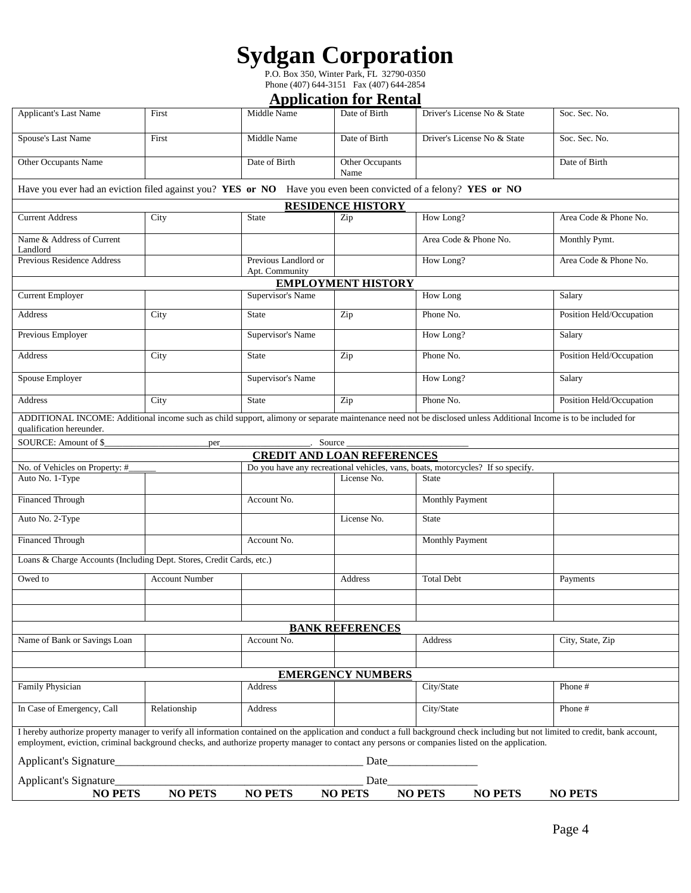# Sydgan Corporation

P.O. Box 350, Winter Park, FL 32790-0350
Phone (407) 644-3151 Fax (407) 644-2854

## Application for Rental

| | | | | | |
|---|---|---|---|---|---|
| Applicant's Last Name | First | Middle Name | Date of Birth | Driver's License No & State | Soc. Sec. No. |
| Spouse's Last Name | First | Middle Name | Date of Birth | Driver's License No & State | Soc. Sec. No. |
| Other Occupants Name | | Date of Birth | Other Occupants Name | | Date of Birth |

Have you ever had an eviction filed against you? **YES or NO** Have you even been convicted of a felony? **YES or NO**

### RESIDENCE HISTORY

| | | | | | |
|---|---|---|---|---|---|
| Current Address | City | State | Zip | How Long? | Area Code & Phone No. |
| Name & Address of Current Landlord | | | | Area Code & Phone No. | Monthly Pymt. |
| Previous Residence Address | | Previous Landlord or Apt. Community | | How Long? | Area Code & Phone No. |

### EMPLOYMENT HISTORY

| | | | | | |
|---|---|---|---|---|---|
| Current Employer | | Supervisor's Name | | How Long | Salary |
| Address | City | State | Zip | Phone No. | Position Held/Occupation |
| Previous Employer | | Supervisor's Name | | How Long? | Salary |
| Address | City | State | Zip | Phone No. | Position Held/Occupation |
| Spouse Employer | | Supervisor's Name | | How Long? | Salary |
| Address | City | State | Zip | Phone No. | Position Held/Occupation |

ADDITIONAL INCOME: Additional income such as child support, alimony or separate maintenance need not be disclosed unless Additional Income is to be included for qualification hereunder.

SOURCE: Amount of $______________________per___________________. Source __________________________

### CREDIT AND LOAN REFERENCES

No. of Vehicles on Property: #______ Do you have any recreational vehicles, vans, boats, motorcycles? If so specify.

| | | | | | |
|---|---|---|---|---|---|
| Auto No. 1-Type | | | License No. | State | |
| Financed Through | | Account No. | | Monthly Payment | |
| Auto No. 2-Type | | | License No. | State | |
| Financed Through | | Account No. | | Monthly Payment | |
| Loans & Charge Accounts (Including Dept. Stores, Credit Cards, etc.) | | | | | |
| Owed to | Account Number | | Address | Total Debt | Payments |
| | | | | | |
| | | | | | |

### BANK REFERENCES

| | | | | | |
|---|---|---|---|---|---|
| Name of Bank or Savings Loan | | Account No. | | Address | City, State, Zip |
| | | | | | |

### EMERGENCY NUMBERS

| | | | | | |
|---|---|---|---|---|---|
| Family Physician | | Address | | City/State | Phone # |
| In Case of Emergency, Call | Relationship | Address | | City/State | Phone # |

I hereby authorize property manager to verify all information contained on the application and conduct a full background check including but not limited to credit, bank account, employment, eviction, criminal background checks, and authorize property manager to contact any persons or companies listed on the application.

Applicant's Signature_____________________________________________ Date________________

Applicant's Signature_____________________________________________ Date________________

**NO PETS NO PETS NO PETS NO PETS NO PETS NO PETS NO PETS**